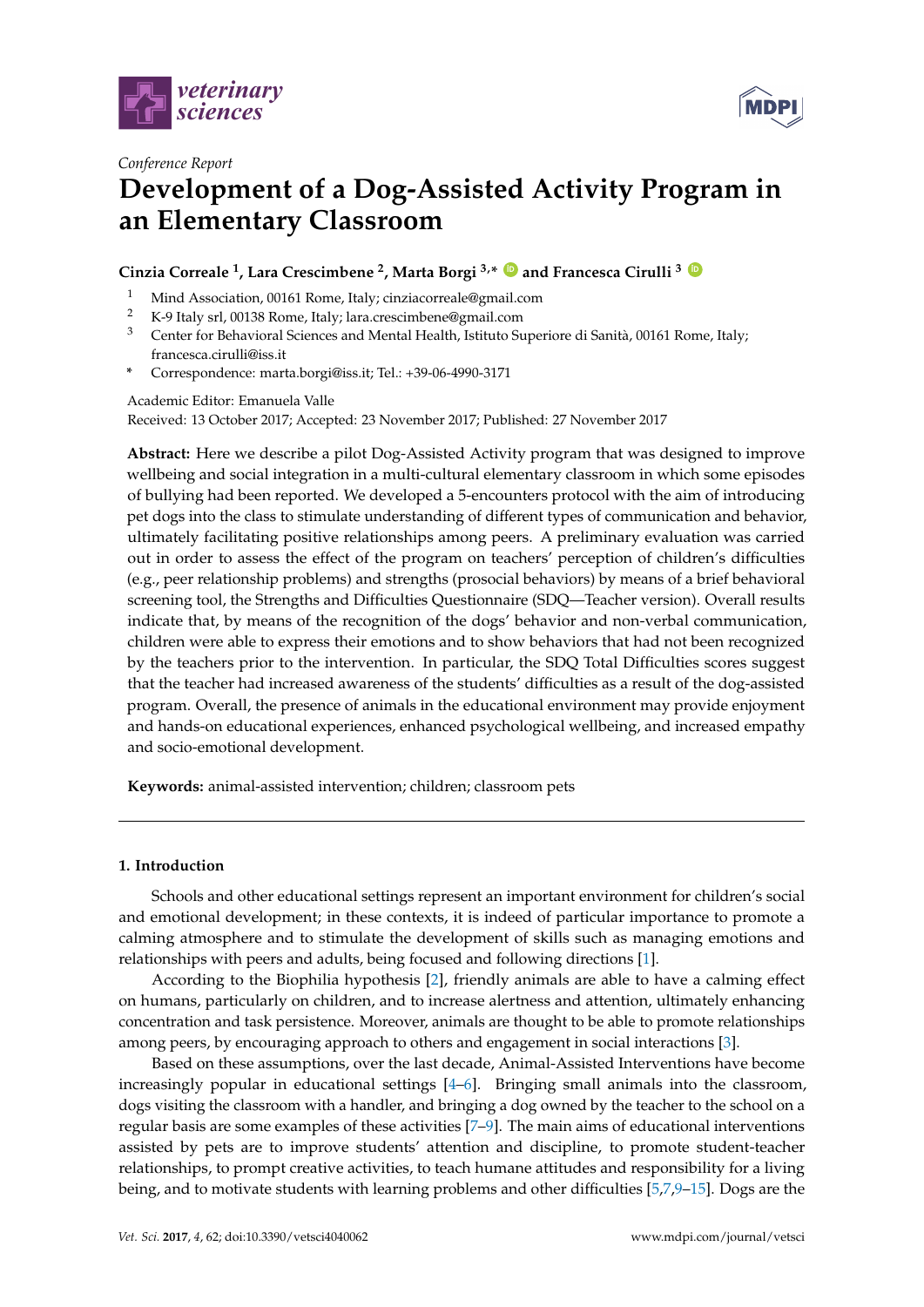*Conference Report*

# Development of a Dog-Assisted Activity Program in an Elementary Classroom

**Cinzia Correale [1], Lara Crescimbene [2], Marta Borgi [3,*] and Francesca Cirulli [3]**

[1] Mind Association, 00161 Rome, Italy; cinziacorreale@gmail.com
[2] K-9 Italy srl, 00138 Rome, Italy; lara.crescimbene@gmail.com
[3] Center for Behavioral Sciences and Mental Health, Istituto Superiore di Sanità, 00161 Rome, Italy; francesca.cirulli@iss.it
* Correspondence: marta.borgi@iss.it; Tel.: +39-06-4990-3171

Academic Editor: Emanuela Valle
Received: 13 October 2017; Accepted: 23 November 2017; Published: 27 November 2017

**Abstract:** Here we describe a pilot Dog-Assisted Activity program that was designed to improve wellbeing and social integration in a multi-cultural elementary classroom in which some episodes of bullying had been reported. We developed a 5-encounters protocol with the aim of introducing pet dogs into the class to stimulate understanding of different types of communication and behavior, ultimately facilitating positive relationships among peers. A preliminary evaluation was carried out in order to assess the effect of the program on teachers' perception of children's difficulties (e.g., peer relationship problems) and strengths (prosocial behaviors) by means of a brief behavioral screening tool, the Strengths and Difficulties Questionnaire (SDQ—Teacher version). Overall results indicate that, by means of the recognition of the dogs' behavior and non-verbal communication, children were able to express their emotions and to show behaviors that had not been recognized by the teachers prior to the intervention. In particular, the SDQ Total Difficulties scores suggest that the teacher had increased awareness of the students' difficulties as a result of the dog-assisted program. Overall, the presence of animals in the educational environment may provide enjoyment and hands-on educational experiences, enhanced psychological wellbeing, and increased empathy and socio-emotional development.

**Keywords:** animal-assisted intervention; children; classroom pets

---

## 1. Introduction

Schools and other educational settings represent an important environment for children's social and emotional development; in these contexts, it is indeed of particular importance to promote a calming atmosphere and to stimulate the development of skills such as managing emotions and relationships with peers and adults, being focused and following directions [1].

According to the Biophilia hypothesis [2], friendly animals are able to have a calming effect on humans, particularly on children, and to increase alertness and attention, ultimately enhancing concentration and task persistence. Moreover, animals are thought to be able to promote relationships among peers, by encouraging approach to others and engagement in social interactions [3].

Based on these assumptions, over the last decade, Animal-Assisted Interventions have become increasingly popular in educational settings [4–6]. Bringing small animals into the classroom, dogs visiting the classroom with a handler, and bringing a dog owned by the teacher to the school on a regular basis are some examples of these activities [7–9]. The main aims of educational interventions assisted by pets are to improve students' attention and discipline, to promote student-teacher relationships, to prompt creative activities, to teach humane attitudes and responsibility for a living being, and to motivate students with learning problems and other difficulties [5,7,9–15]. Dogs are the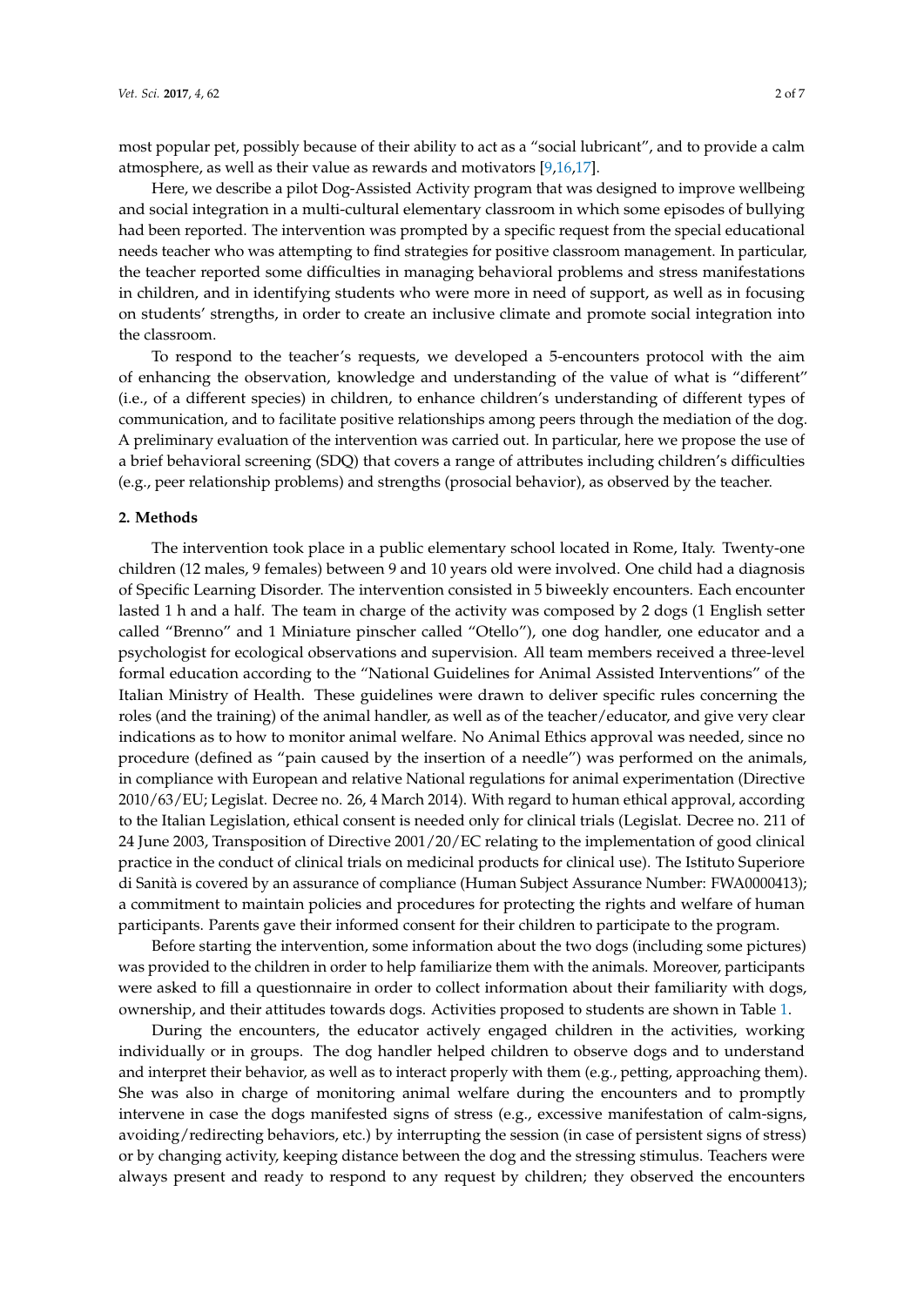most popular pet, possibly because of their ability to act as a "social lubricant", and to provide a calm atmosphere, as well as their value as rewards and motivators [9,16,17].

Here, we describe a pilot Dog-Assisted Activity program that was designed to improve wellbeing and social integration in a multi-cultural elementary classroom in which some episodes of bullying had been reported. The intervention was prompted by a specific request from the special educational needs teacher who was attempting to find strategies for positive classroom management. In particular, the teacher reported some difficulties in managing behavioral problems and stress manifestations in children, and in identifying students who were more in need of support, as well as in focusing on students' strengths, in order to create an inclusive climate and promote social integration into the classroom.

To respond to the teacher's requests, we developed a 5-encounters protocol with the aim of enhancing the observation, knowledge and understanding of the value of what is "different" (i.e., of a different species) in children, to enhance children's understanding of different types of communication, and to facilitate positive relationships among peers through the mediation of the dog. A preliminary evaluation of the intervention was carried out. In particular, here we propose the use of a brief behavioral screening (SDQ) that covers a range of attributes including children's difficulties (e.g., peer relationship problems) and strengths (prosocial behavior), as observed by the teacher.

## 2. Methods

The intervention took place in a public elementary school located in Rome, Italy. Twenty-one children (12 males, 9 females) between 9 and 10 years old were involved. One child had a diagnosis of Specific Learning Disorder. The intervention consisted in 5 biweekly encounters. Each encounter lasted 1 h and a half. The team in charge of the activity was composed by 2 dogs (1 English setter called "Brenno" and 1 Miniature pinscher called "Otello"), one dog handler, one educator and a psychologist for ecological observations and supervision. All team members received a three-level formal education according to the "National Guidelines for Animal Assisted Interventions" of the Italian Ministry of Health. These guidelines were drawn to deliver specific rules concerning the roles (and the training) of the animal handler, as well as of the teacher/educator, and give very clear indications as to how to monitor animal welfare. No Animal Ethics approval was needed, since no procedure (defined as "pain caused by the insertion of a needle") was performed on the animals, in compliance with European and relative National regulations for animal experimentation (Directive 2010/63/EU; Legislat. Decree no. 26, 4 March 2014). With regard to human ethical approval, according to the Italian Legislation, ethical consent is needed only for clinical trials (Legislat. Decree no. 211 of 24 June 2003, Transposition of Directive 2001/20/EC relating to the implementation of good clinical practice in the conduct of clinical trials on medicinal products for clinical use). The Istituto Superiore di Sanità is covered by an assurance of compliance (Human Subject Assurance Number: FWA0000413); a commitment to maintain policies and procedures for protecting the rights and welfare of human participants. Parents gave their informed consent for their children to participate to the program.

Before starting the intervention, some information about the two dogs (including some pictures) was provided to the children in order to help familiarize them with the animals. Moreover, participants were asked to fill a questionnaire in order to collect information about their familiarity with dogs, ownership, and their attitudes towards dogs. Activities proposed to students are shown in Table 1.

During the encounters, the educator actively engaged children in the activities, working individually or in groups. The dog handler helped children to observe dogs and to understand and interpret their behavior, as well as to interact properly with them (e.g., petting, approaching them). She was also in charge of monitoring animal welfare during the encounters and to promptly intervene in case the dogs manifested signs of stress (e.g., excessive manifestation of calm-signs, avoiding/redirecting behaviors, etc.) by interrupting the session (in case of persistent signs of stress) or by changing activity, keeping distance between the dog and the stressing stimulus. Teachers were always present and ready to respond to any request by children; they observed the encounters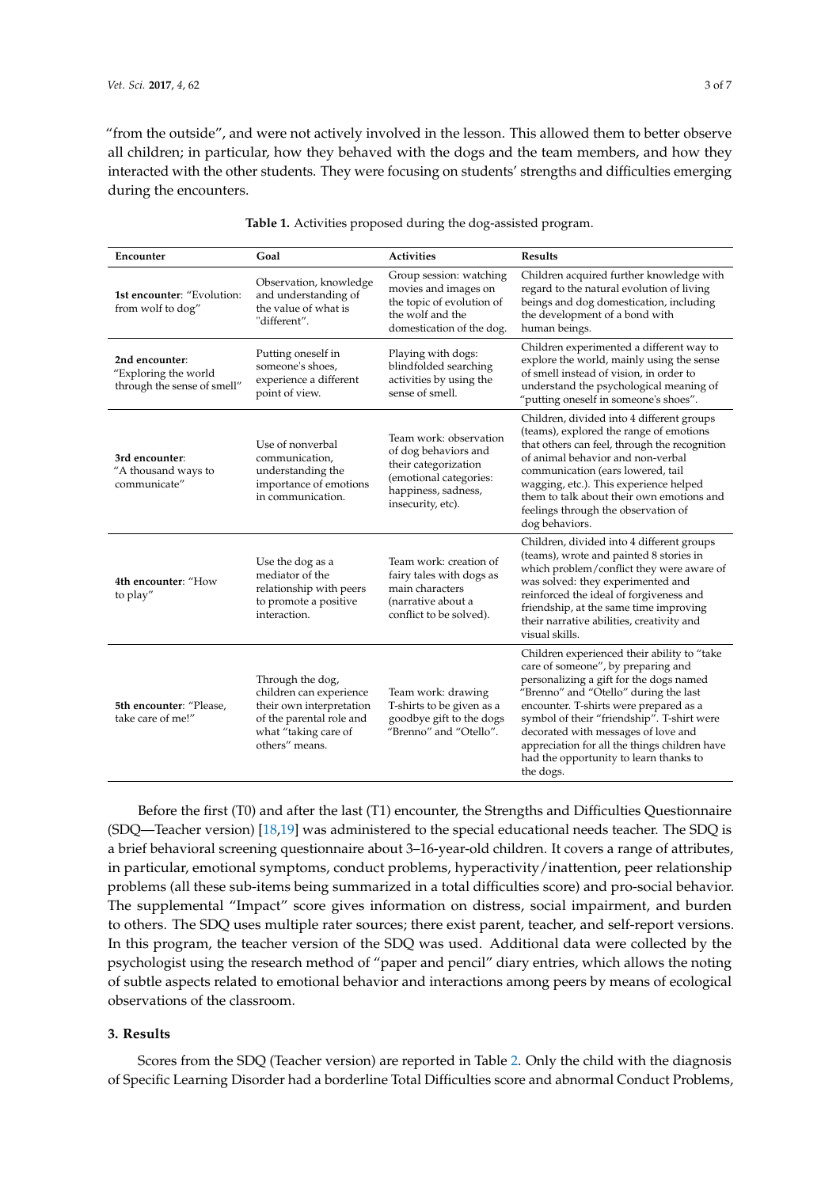"from the outside", and were not actively involved in the lesson. This allowed them to better observe all children; in particular, how they behaved with the dogs and the team members, and how they interacted with the other students. They were focusing on students' strengths and difficulties emerging during the encounters.

**Table 1.** Activities proposed during the dog-assisted program.

| Encounter | Goal | Activities | Results |
| --- | --- | --- | --- |
| **1st encounter**: "Evolution: from wolf to dog" | Observation, knowledge and understanding of the value of what is "different". | Group session: watching movies and images on the topic of evolution of the wolf and the domestication of the dog. | Children acquired further knowledge with regard to the natural evolution of living beings and dog domestication, including the development of a bond with human beings. |
| **2nd encounter**: "Exploring the world through the sense of smell" | Putting oneself in someone's shoes, experience a different point of view. | Playing with dogs: blindfolded searching activities by using the sense of smell. | Children experimented a different way to explore the world, mainly using the sense of smell instead of vision, in order to understand the psychological meaning of "putting oneself in someone's shoes". |
| **3rd encounter**: "A thousand ways to communicate" | Use of nonverbal communication, understanding the importance of emotions in communication. | Team work: observation of dog behaviors and their categorization (emotional categories: happiness, sadness, insecurity, etc). | Children, divided into 4 different groups (teams), explored the range of emotions that others can feel, through the recognition of animal behavior and non-verbal communication (ears lowered, tail wagging, etc.). This experience helped them to talk about their own emotions and feelings through the observation of dog behaviors. |
| **4th encounter**: "How to play" | Use the dog as a mediator of the relationship with peers to promote a positive interaction. | Team work: creation of fairy tales with dogs as main characters (narrative about a conflict to be solved). | Children, divided into 4 different groups (teams), wrote and painted 8 stories in which problem/conflict they were aware of was solved: they experimented and reinforced the ideal of forgiveness and friendship, at the same time improving their narrative abilities, creativity and visual skills. |
| **5th encounter**: "Please, take care of me!" | Through the dog, children can experience their own interpretation of the parental role and what "taking care of others" means. | Team work: drawing T-shirts to be given as a goodbye gift to the dogs "Brenno" and "Otello". | Children experienced their ability to "take care of someone", by preparing and personalizing a gift for the dogs named "Brenno" and "Otello" during the last encounter. T-shirts were prepared as a symbol of their "friendship". T-shirt were decorated with messages of love and appreciation for all the things children have had the opportunity to learn thanks to the dogs. |

Before the first (T0) and after the last (T1) encounter, the Strengths and Difficulties Questionnaire (SDQ—Teacher version) [18,19] was administered to the special educational needs teacher. The SDQ is a brief behavioral screening questionnaire about 3–16-year-old children. It covers a range of attributes, in particular, emotional symptoms, conduct problems, hyperactivity/inattention, peer relationship problems (all these sub-items being summarized in a total difficulties score) and pro-social behavior. The supplemental "Impact" score gives information on distress, social impairment, and burden to others. The SDQ uses multiple rater sources; there exist parent, teacher, and self-report versions. In this program, the teacher version of the SDQ was used. Additional data were collected by the psychologist using the research method of "paper and pencil" diary entries, which allows the noting of subtle aspects related to emotional behavior and interactions among peers by means of ecological observations of the classroom.

### 3. Results

Scores from the SDQ (Teacher version) are reported in Table 2. Only the child with the diagnosis of Specific Learning Disorder had a borderline Total Difficulties score and abnormal Conduct Problems,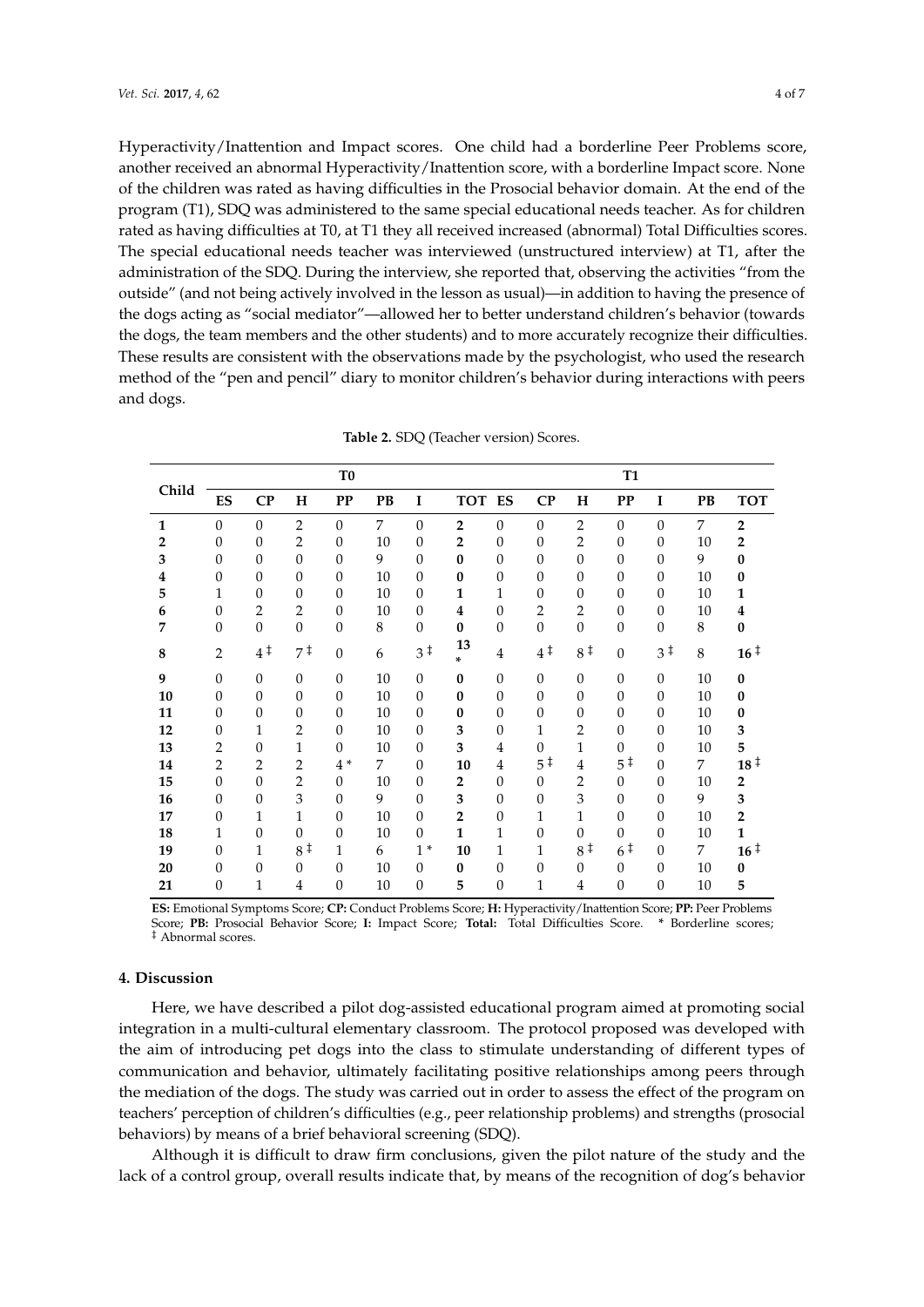Hyperactivity/Inattention and Impact scores. One child had a borderline Peer Problems score, another received an abnormal Hyperactivity/Inattention score, with a borderline Impact score. None of the children was rated as having difficulties in the Prosocial behavior domain. At the end of the program (T1), SDQ was administered to the same special educational needs teacher. As for children rated as having difficulties at T0, at T1 they all received increased (abnormal) Total Difficulties scores. The special educational needs teacher was interviewed (unstructured interview) at T1, after the administration of the SDQ. During the interview, she reported that, observing the activities "from the outside" (and not being actively involved in the lesson as usual)—in addition to having the presence of the dogs acting as "social mediator"—allowed her to better understand children's behavior (towards the dogs, the team members and the other students) and to more accurately recognize their difficulties. These results are consistent with the observations made by the psychologist, who used the research method of the "pen and pencil" diary to monitor children's behavior during interactions with peers and dogs.

**Table 2.** SDQ (Teacher version) Scores.

| Child | T0 | | | | | | | T1 | | | | | | |
|---|---|---|---|---|---|---|---|---|---|---|---|---|---|---|
| | **ES** | **CP** | **H** | **PP** | **PB** | **I** | **TOT** | **ES** | **CP** | **H** | **PP** | **I** | **PB** | **TOT** |
| **1** | 0 | 0 | 2 | 0 | 7 | 0 | **2** | 0 | 0 | 2 | 0 | 0 | 7 | **2** |
| **2** | 0 | 0 | 2 | 0 | 10 | 0 | **2** | 0 | 0 | 2 | 0 | 0 | 10 | **2** |
| **3** | 0 | 0 | 0 | 0 | 9 | 0 | **0** | 0 | 0 | 0 | 0 | 0 | 9 | **0** |
| **4** | 0 | 0 | 0 | 0 | 10 | 0 | **0** | 0 | 0 | 0 | 0 | 0 | 10 | **0** |
| **5** | 1 | 0 | 0 | 0 | 10 | 0 | **1** | 1 | 0 | 0 | 0 | 0 | 10 | **1** |
| **6** | 0 | 2 | 2 | 0 | 10 | 0 | **4** | 0 | 2 | 2 | 0 | 0 | 10 | **4** |
| **7** | 0 | 0 | 0 | 0 | 8 | 0 | **0** | 0 | 0 | 0 | 0 | 0 | 8 | **0** |
| **8** | 2 | 4 ‡ | 7 ‡ | 0 | 6 | 3 ‡ | **13 \*** | 4 | 4 ‡ | 8 ‡ | 0 | 3 ‡ | 8 | **16 ‡** |
| **9** | 0 | 0 | 0 | 0 | 10 | 0 | **0** | 0 | 0 | 0 | 0 | 0 | 10 | **0** |
| **10** | 0 | 0 | 0 | 0 | 10 | 0 | **0** | 0 | 0 | 0 | 0 | 0 | 10 | **0** |
| **11** | 0 | 0 | 0 | 0 | 10 | 0 | **0** | 0 | 0 | 0 | 0 | 0 | 10 | **0** |
| **12** | 0 | 1 | 2 | 0 | 10 | 0 | **3** | 0 | 1 | 2 | 0 | 0 | 10 | **3** |
| **13** | 2 | 0 | 1 | 0 | 10 | 0 | **3** | 4 | 0 | 1 | 0 | 0 | 10 | **5** |
| **14** | 2 | 2 | 2 | 4 * | 7 | 0 | **10** | 4 | 5 ‡ | 4 | 5 ‡ | 0 | 7 | **18 ‡** |
| **15** | 0 | 0 | 2 | 0 | 10 | 0 | **2** | 0 | 0 | 2 | 0 | 0 | 10 | **2** |
| **16** | 0 | 0 | 3 | 0 | 9 | 0 | **3** | 0 | 0 | 3 | 0 | 0 | 9 | **3** |
| **17** | 0 | 1 | 1 | 0 | 10 | 0 | **2** | 0 | 1 | 1 | 0 | 0 | 10 | **2** |
| **18** | 1 | 0 | 0 | 0 | 10 | 0 | **1** | 1 | 0 | 0 | 0 | 0 | 10 | **1** |
| **19** | 0 | 1 | 8 ‡ | 1 | 6 | 1 * | **10** | 1 | 1 | 8 ‡ | 6 ‡ | 0 | 7 | **16 ‡** |
| **20** | 0 | 0 | 0 | 0 | 10 | 0 | **0** | 0 | 0 | 0 | 0 | 0 | 10 | **0** |
| **21** | 0 | 1 | 4 | 0 | 10 | 0 | **5** | 0 | 1 | 4 | 0 | 0 | 10 | **5** |

**ES:** Emotional Symptoms Score; **CP:** Conduct Problems Score; **H:** Hyperactivity/Inattention Score; **PP:** Peer Problems Score; **PB:** Prosocial Behavior Score; **I:** Impact Score; **Total:** Total Difficulties Score. * Borderline scores; ‡ Abnormal scores.

## 4. Discussion

Here, we have described a pilot dog-assisted educational program aimed at promoting social integration in a multi-cultural elementary classroom. The protocol proposed was developed with the aim of introducing pet dogs into the class to stimulate understanding of different types of communication and behavior, ultimately facilitating positive relationships among peers through the mediation of the dogs. The study was carried out in order to assess the effect of the program on teachers' perception of children's difficulties (e.g., peer relationship problems) and strengths (prosocial behaviors) by means of a brief behavioral screening (SDQ).

Although it is difficult to draw firm conclusions, given the pilot nature of the study and the lack of a control group, overall results indicate that, by means of the recognition of dog's behavior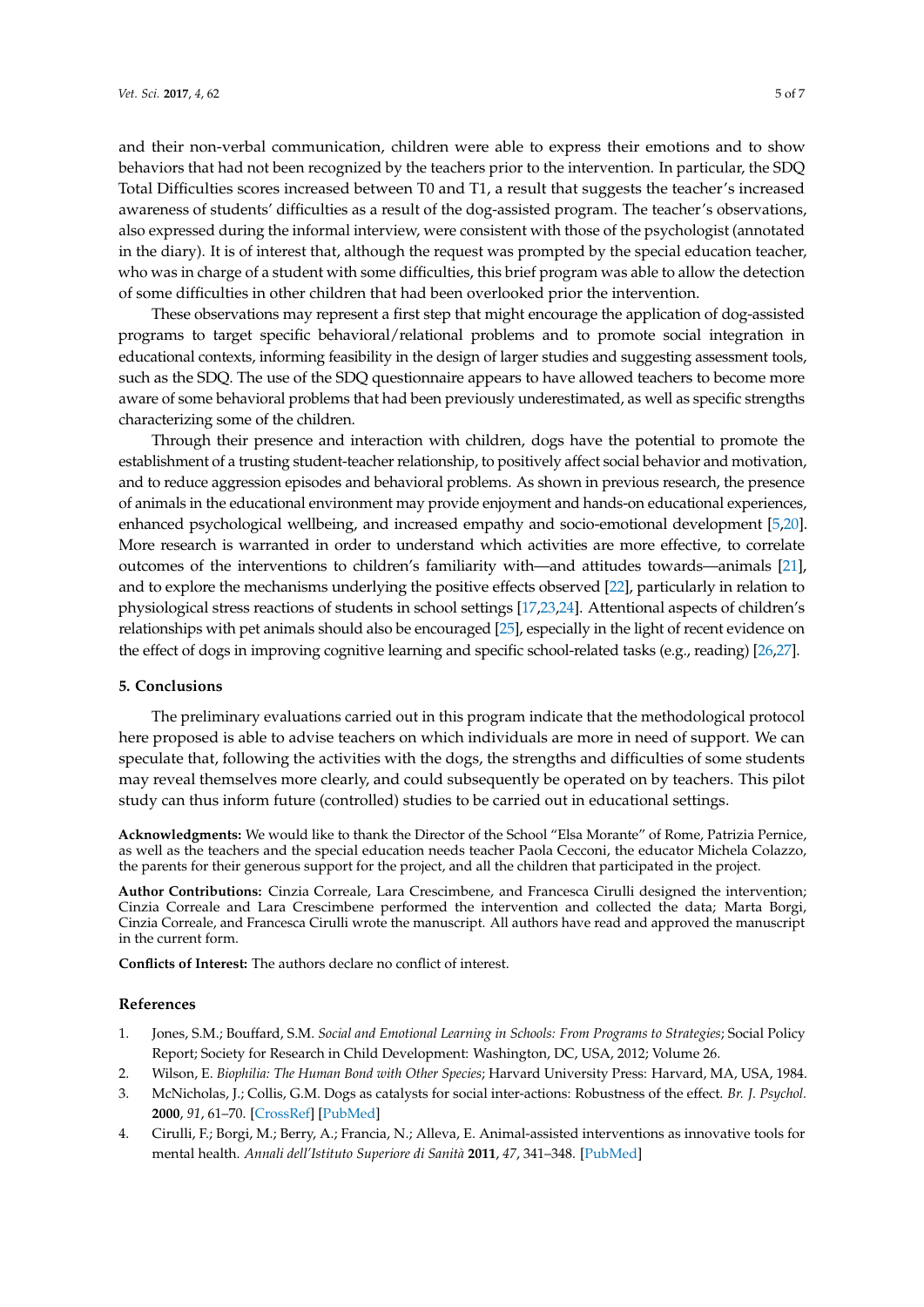and their non-verbal communication, children were able to express their emotions and to show behaviors that had not been recognized by the teachers prior to the intervention. In particular, the SDQ Total Difficulties scores increased between T0 and T1, a result that suggests the teacher's increased awareness of students' difficulties as a result of the dog-assisted program. The teacher's observations, also expressed during the informal interview, were consistent with those of the psychologist (annotated in the diary). It is of interest that, although the request was prompted by the special education teacher, who was in charge of a student with some difficulties, this brief program was able to allow the detection of some difficulties in other children that had been overlooked prior the intervention.

These observations may represent a first step that might encourage the application of dog-assisted programs to target specific behavioral/relational problems and to promote social integration in educational contexts, informing feasibility in the design of larger studies and suggesting assessment tools, such as the SDQ. The use of the SDQ questionnaire appears to have allowed teachers to become more aware of some behavioral problems that had been previously underestimated, as well as specific strengths characterizing some of the children.

Through their presence and interaction with children, dogs have the potential to promote the establishment of a trusting student-teacher relationship, to positively affect social behavior and motivation, and to reduce aggression episodes and behavioral problems. As shown in previous research, the presence of animals in the educational environment may provide enjoyment and hands-on educational experiences, enhanced psychological wellbeing, and increased empathy and socio-emotional development [5,20]. More research is warranted in order to understand which activities are more effective, to correlate outcomes of the interventions to children's familiarity with—and attitudes towards—animals [21], and to explore the mechanisms underlying the positive effects observed [22], particularly in relation to physiological stress reactions of students in school settings [17,23,24]. Attentional aspects of children's relationships with pet animals should also be encouraged [25], especially in the light of recent evidence on the effect of dogs in improving cognitive learning and specific school-related tasks (e.g., reading) [26,27].

## 5. Conclusions

The preliminary evaluations carried out in this program indicate that the methodological protocol here proposed is able to advise teachers on which individuals are more in need of support. We can speculate that, following the activities with the dogs, the strengths and difficulties of some students may reveal themselves more clearly, and could subsequently be operated on by teachers. This pilot study can thus inform future (controlled) studies to be carried out in educational settings.

**Acknowledgments:** We would like to thank the Director of the School "Elsa Morante" of Rome, Patrizia Pernice, as well as the teachers and the special education needs teacher Paola Cecconi, the educator Michela Colazzo, the parents for their generous support for the project, and all the children that participated in the project.

**Author Contributions:** Cinzia Correale, Lara Crescimbene, and Francesca Cirulli designed the intervention; Cinzia Correale and Lara Crescimbene performed the intervention and collected the data; Marta Borgi, Cinzia Correale, and Francesca Cirulli wrote the manuscript. All authors have read and approved the manuscript in the current form.

**Conflicts of Interest:** The authors declare no conflict of interest.

## References

1. Jones, S.M.; Bouffard, S.M. *Social and Emotional Learning in Schools: From Programs to Strategies*; Social Policy Report; Society for Research in Child Development: Washington, DC, USA, 2012; Volume 26.
2. Wilson, E. *Biophilia: The Human Bond with Other Species*; Harvard University Press: Harvard, MA, USA, 1984.
3. McNicholas, J.; Collis, G.M. Dogs as catalysts for social inter-actions: Robustness of the effect. *Br. J. Psychol.* **2000**, *91*, 61–70. [CrossRef] [PubMed]
4. Cirulli, F.; Borgi, M.; Berry, A.; Francia, N.; Alleva, E. Animal-assisted interventions as innovative tools for mental health. *Annali dell'Istituto Superiore di Sanità* **2011**, *47*, 341–348. [PubMed]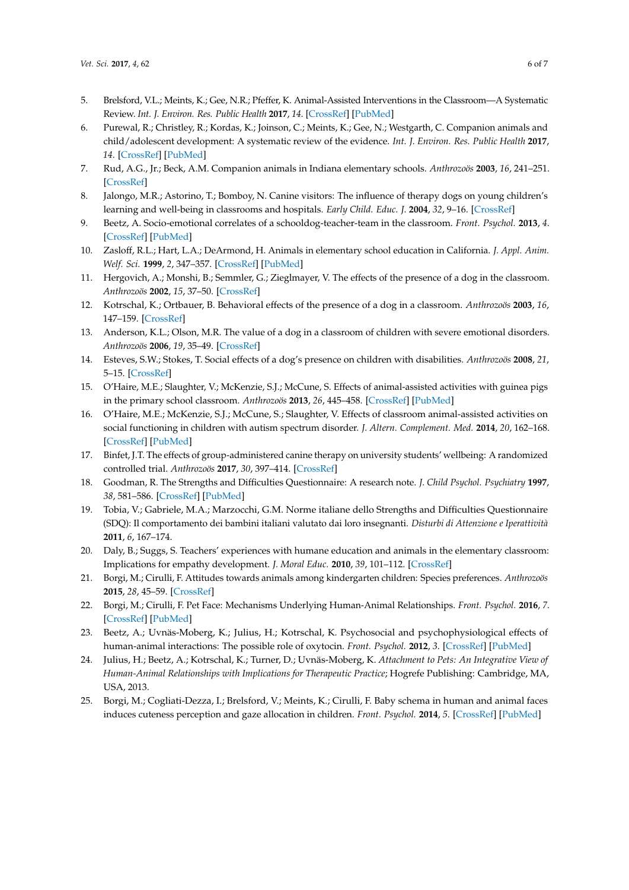5. Brelsford, V.L.; Meints, K.; Gee, N.R.; Pfeffer, K. Animal-Assisted Interventions in the Classroom—A Systematic Review. *Int. J. Environ. Res. Public Health* **2017**, *14*. [CrossRef] [PubMed]
6. Purewal, R.; Christley, R.; Kordas, K.; Joinson, C.; Meints, K.; Gee, N.; Westgarth, C. Companion animals and child/adolescent development: A systematic review of the evidence. *Int. J. Environ. Res. Public Health* **2017**, *14*. [CrossRef] [PubMed]
7. Rud, A.G., Jr.; Beck, A.M. Companion animals in Indiana elementary schools. *Anthrozoös* **2003**, *16*, 241–251. [CrossRef]
8. Jalongo, M.R.; Astorino, T.; Bomboy, N. Canine visitors: The influence of therapy dogs on young children's learning and well-being in classrooms and hospitals. *Early Child. Educ. J.* **2004**, *32*, 9–16. [CrossRef]
9. Beetz, A. Socio-emotional correlates of a schooldog-teacher-team in the classroom. *Front. Psychol.* **2013**, *4*. [CrossRef] [PubMed]
10. Zasloff, R.L.; Hart, L.A.; DeArmond, H. Animals in elementary school education in California. *J. Appl. Anim. Welf. Sci.* **1999**, *2*, 347–357. [CrossRef] [PubMed]
11. Hergovich, A.; Monshi, B.; Semmler, G.; Zieglmayer, V. The effects of the presence of a dog in the classroom. *Anthrozoös* **2002**, *15*, 37–50. [CrossRef]
12. Kotrschal, K.; Ortbauer, B. Behavioral effects of the presence of a dog in a classroom. *Anthrozoös* **2003**, *16*, 147–159. [CrossRef]
13. Anderson, K.L.; Olson, M.R. The value of a dog in a classroom of children with severe emotional disorders. *Anthrozoös* **2006**, *19*, 35–49. [CrossRef]
14. Esteves, S.W.; Stokes, T. Social effects of a dog's presence on children with disabilities. *Anthrozoös* **2008**, *21*, 5–15. [CrossRef]
15. O'Haire, M.E.; Slaughter, V.; McKenzie, S.J.; McCune, S. Effects of animal-assisted activities with guinea pigs in the primary school classroom. *Anthrozoös* **2013**, *26*, 445–458. [CrossRef] [PubMed]
16. O'Haire, M.E.; McKenzie, S.J.; McCune, S.; Slaughter, V. Effects of classroom animal-assisted activities on social functioning in children with autism spectrum disorder. *J. Altern. Complement. Med.* **2014**, *20*, 162–168. [CrossRef] [PubMed]
17. Binfet, J.T. The effects of group-administered canine therapy on university students' wellbeing: A randomized controlled trial. *Anthrozoös* **2017**, *30*, 397–414. [CrossRef]
18. Goodman, R. The Strengths and Difficulties Questionnaire: A research note. *J. Child Psychol. Psychiatry* **1997**, *38*, 581–586. [CrossRef] [PubMed]
19. Tobia, V.; Gabriele, M.A.; Marzocchi, G.M. Norme italiane dello Strengths and Difficulties Questionnaire (SDQ): Il comportamento dei bambini italiani valutato dai loro insegnanti. *Disturbi di Attenzione e Iperattività* **2011**, *6*, 167–174.
20. Daly, B.; Suggs, S. Teachers' experiences with humane education and animals in the elementary classroom: Implications for empathy development. *J. Moral Educ.* **2010**, *39*, 101–112. [CrossRef]
21. Borgi, M.; Cirulli, F. Attitudes towards animals among kindergarten children: Species preferences. *Anthrozoös* **2015**, *28*, 45–59. [CrossRef]
22. Borgi, M.; Cirulli, F. Pet Face: Mechanisms Underlying Human-Animal Relationships. *Front. Psychol.* **2016**, *7*. [CrossRef] [PubMed]
23. Beetz, A.; Uvnäs-Moberg, K.; Julius, H.; Kotrschal, K. Psychosocial and psychophysiological effects of human-animal interactions: The possible role of oxytocin. *Front. Psychol.* **2012**, *3*. [CrossRef] [PubMed]
24. Julius, H.; Beetz, A.; Kotrschal, K.; Turner, D.; Uvnäs-Moberg, K. *Attachment to Pets: An Integrative View of Human-Animal Relationships with Implications for Therapeutic Practice*; Hogrefe Publishing: Cambridge, MA, USA, 2013.
25. Borgi, M.; Cogliati-Dezza, I.; Brelsford, V.; Meints, K.; Cirulli, F. Baby schema in human and animal faces induces cuteness perception and gaze allocation in children. *Front. Psychol.* **2014**, *5*. [CrossRef] [PubMed]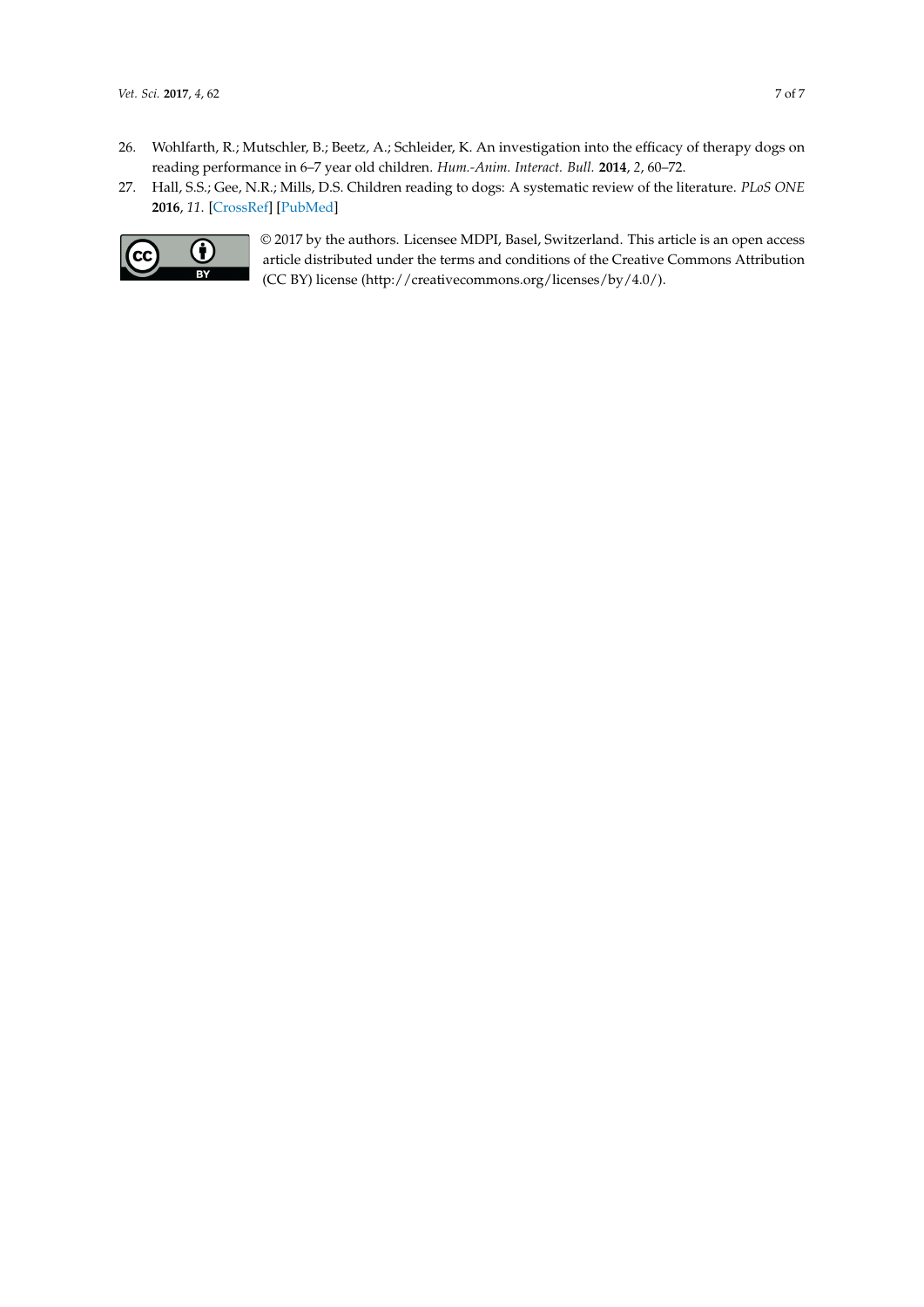26. Wohlfarth, R.; Mutschler, B.; Beetz, A.; Schleider, K. An investigation into the efficacy of therapy dogs on reading performance in 6–7 year old children. *Hum.-Anim. Interact. Bull.* **2014**, *2*, 60–72.
27. Hall, S.S.; Gee, N.R.; Mills, D.S. Children reading to dogs: A systematic review of the literature. *PLoS ONE* **2016**, *11*. [CrossRef] [PubMed]

© 2017 by the authors. Licensee MDPI, Basel, Switzerland. This article is an open access article distributed under the terms and conditions of the Creative Commons Attribution (CC BY) license (http://creativecommons.org/licenses/by/4.0/).